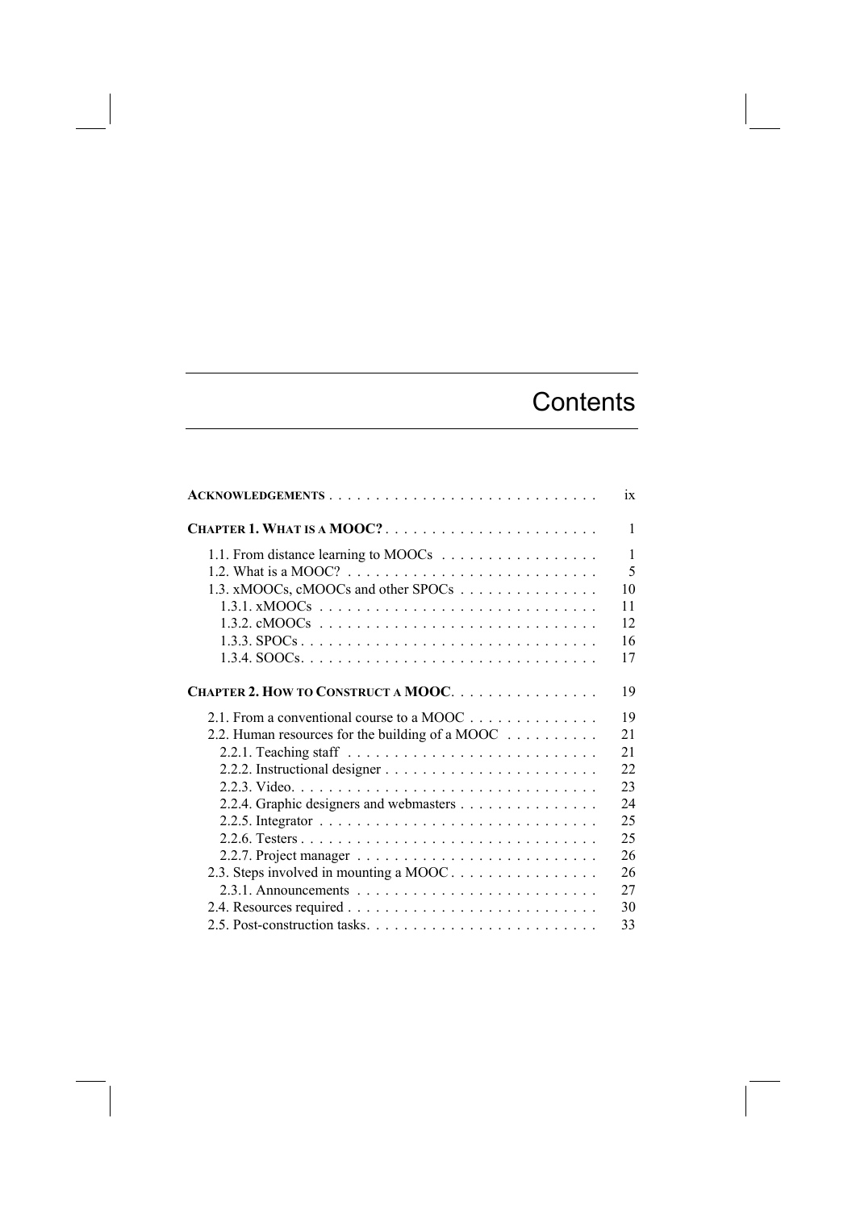# Contents

| | |
|---|---|
| **ACKNOWLEDGEMENTS** | ix |
| **CHAPTER 1. WHAT IS A MOOC?** | 1 |
| 1.1. From distance learning to MOOCs | 1 |
| 1.2. What is a MOOC? | 5 |
| 1.3. xMOOCs, cMOOCs and other SPOCs | 10 |
| 1.3.1. xMOOCs | 11 |
| 1.3.2. cMOOCs | 12 |
| 1.3.3. SPOCs | 16 |
| 1.3.4. SOOCs | 17 |
| **CHAPTER 2. HOW TO CONSTRUCT A MOOC** | 19 |
| 2.1. From a conventional course to a MOOC | 19 |
| 2.2. Human resources for the building of a MOOC | 21 |
| 2.2.1. Teaching staff | 21 |
| 2.2.2. Instructional designer | 22 |
| 2.2.3. Video | 23 |
| 2.2.4. Graphic designers and webmasters | 24 |
| 2.2.5. Integrator | 25 |
| 2.2.6. Testers | 25 |
| 2.2.7. Project manager | 26 |
| 2.3. Steps involved in mounting a MOOC | 26 |
| 2.3.1. Announcements | 27 |
| 2.4. Resources required | 30 |
| 2.5. Post-construction tasks | 33 |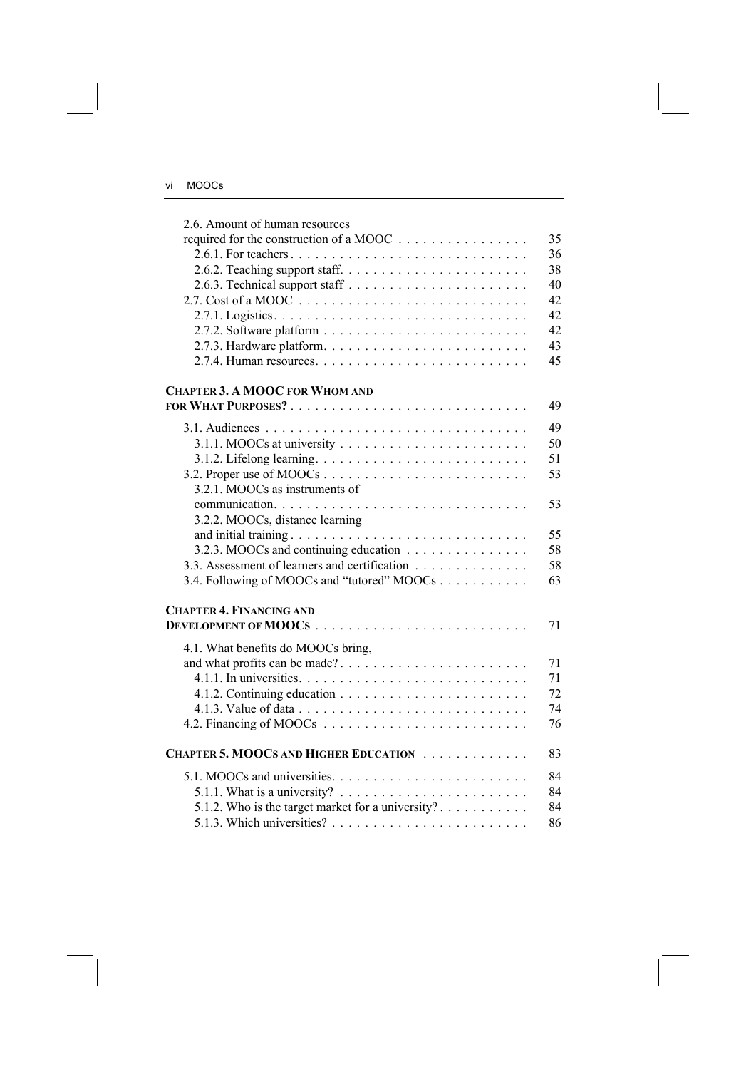2.6. Amount of human resources required for the construction of a MOOC . . . . . . . . . . . . . . . . 35
2.6.1. For teachers . . . . . . . . . . . . . . . . . . . . . . . . . . . . . 36
2.6.2. Teaching support staff. . . . . . . . . . . . . . . . . . . . . . . 38
2.6.3. Technical support staff . . . . . . . . . . . . . . . . . . . . . . 40
2.7. Cost of a MOOC . . . . . . . . . . . . . . . . . . . . . . . . . . . 42
2.7.1. Logistics. . . . . . . . . . . . . . . . . . . . . . . . . . . . . . 42
2.7.2. Software platform . . . . . . . . . . . . . . . . . . . . . . . . 42
2.7.3. Hardware platform. . . . . . . . . . . . . . . . . . . . . . . . 43
2.7.4. Human resources. . . . . . . . . . . . . . . . . . . . . . . . . 45

**CHAPTER 3. A MOOC FOR WHOM AND FOR WHAT PURPOSES?** . . . . . . . . . . . . . . . . . . . . . . . . . . . . 49

3.1. Audiences . . . . . . . . . . . . . . . . . . . . . . . . . . . . . . . 49
3.1.1. MOOCs at university . . . . . . . . . . . . . . . . . . . . . . 50
3.1.2. Lifelong learning. . . . . . . . . . . . . . . . . . . . . . . . . 51
3.2. Proper use of MOOCs . . . . . . . . . . . . . . . . . . . . . . . . 53
3.2.1. MOOCs as instruments of communication. . . . . . . . . . . . . . . . . . . . . . . . . . . . . . 53
3.2.2. MOOCs, distance learning and initial training . . . . . . . . . . . . . . . . . . . . . . . . . . . 55
3.2.3. MOOCs and continuing education . . . . . . . . . . . . . . . 58
3.3. Assessment of learners and certification . . . . . . . . . . . . . 58
3.4. Following of MOOCs and "tutored" MOOCs . . . . . . . . . . 63

**CHAPTER 4. FINANCING AND DEVELOPMENT OF MOOCS** . . . . . . . . . . . . . . . . . . . . . . . . . 71

4.1. What benefits do MOOCs bring, and what profits can be made? . . . . . . . . . . . . . . . . . . . . . . 71
4.1.1. In universities. . . . . . . . . . . . . . . . . . . . . . . . . . . 71
4.1.2. Continuing education . . . . . . . . . . . . . . . . . . . . . . 72
4.1.3. Value of data . . . . . . . . . . . . . . . . . . . . . . . . . . . 74
4.2. Financing of MOOCs . . . . . . . . . . . . . . . . . . . . . . . . 76

**CHAPTER 5. MOOCS AND HIGHER EDUCATION** . . . . . . . . . . . . . 83

5.1. MOOCs and universities. . . . . . . . . . . . . . . . . . . . . . . 84
5.1.1. What is a university? . . . . . . . . . . . . . . . . . . . . . . 84
5.1.2. Who is the target market for a university? . . . . . . . . . . 84
5.1.3. Which universities? . . . . . . . . . . . . . . . . . . . . . . . 86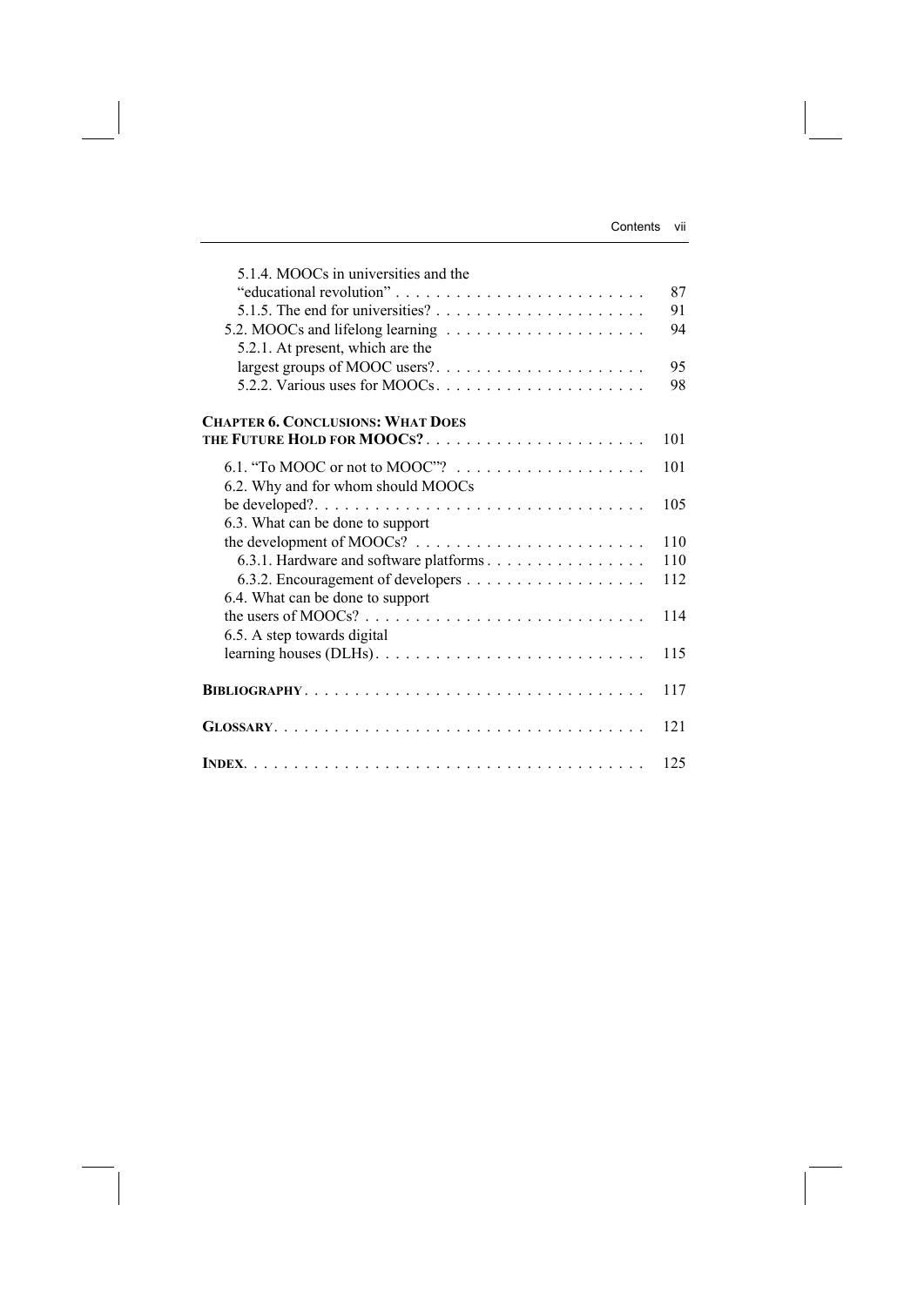5.1.4. MOOCs in universities and the "educational revolution" . . . . . . . . . . 87
5.1.5. The end for universities? . . . . . . . . . . 91
5.2. MOOCs and lifelong learning . . . . . . . . . . 94
5.2.1. At present, which are the largest groups of MOOC users? . . . . . . . . . . 95
5.2.2. Various uses for MOOCs . . . . . . . . . . 98

**Chapter 6. Conclusions: What Does the Future Hold for MOOCs?** . . . . . . . . . . 101

6.1. "To MOOC or not to MOOC"? . . . . . . . . . . 101
6.2. Why and for whom should MOOCs be developed? . . . . . . . . . . 105
6.3. What can be done to support the development of MOOCs? . . . . . . . . . . 110
6.3.1. Hardware and software platforms . . . . . . . . . . 110
6.3.2. Encouragement of developers . . . . . . . . . . 112
6.4. What can be done to support the users of MOOCs? . . . . . . . . . . 114
6.5. A step towards digital learning houses (DLHs) . . . . . . . . . . 115

**Bibliography** . . . . . . . . . . 117

**Glossary** . . . . . . . . . . 121

**Index** . . . . . . . . . . 125